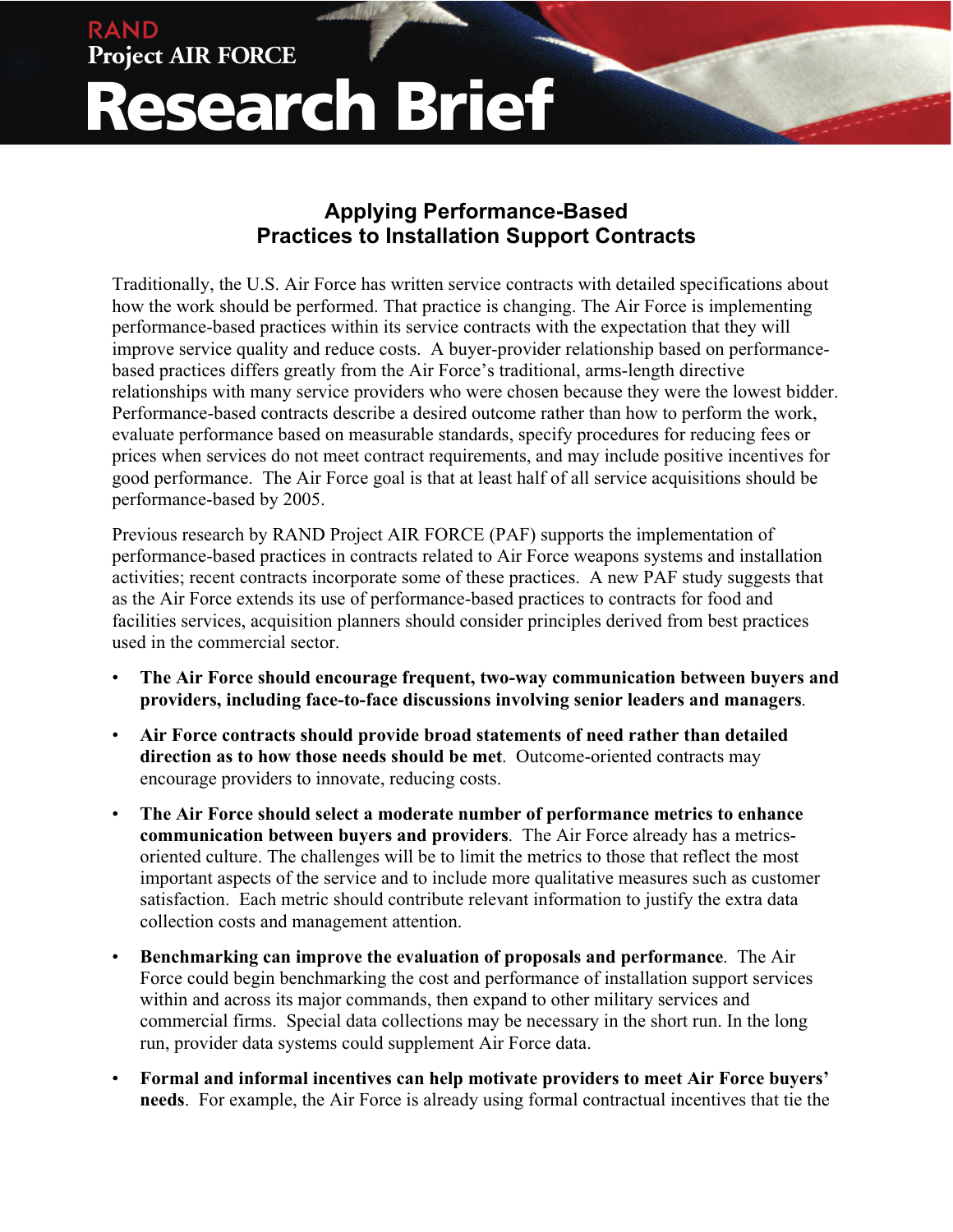RAND

Project AIR FORCE

# Research Brief

## Applying Performance-Based Practices to Installation Support Contracts

Traditionally, the U.S. Air Force has written service contracts with detailed specifications about how the work should be performed. That practice is changing. The Air Force is implementing performance-based practices within its service contracts with the expectation that they will improve service quality and reduce costs. A buyer-provider relationship based on performance-based practices differs greatly from the Air Force's traditional, arms-length directive relationships with many service providers who were chosen because they were the lowest bidder. Performance-based contracts describe a desired outcome rather than how to perform the work, evaluate performance based on measurable standards, specify procedures for reducing fees or prices when services do not meet contract requirements, and may include positive incentives for good performance. The Air Force goal is that at least half of all service acquisitions should be performance-based by 2005.

Previous research by RAND Project AIR FORCE (PAF) supports the implementation of performance-based practices in contracts related to Air Force weapons systems and installation activities; recent contracts incorporate some of these practices. A new PAF study suggests that as the Air Force extends its use of performance-based practices to contracts for food and facilities services, acquisition planners should consider principles derived from best practices used in the commercial sector.

- **The Air Force should encourage frequent, two-way communication between buyers and providers, including face-to-face discussions involving senior leaders and managers**.
- **Air Force contracts should provide broad statements of need rather than detailed direction as to how those needs should be met**. Outcome-oriented contracts may encourage providers to innovate, reducing costs.
- **The Air Force should select a moderate number of performance metrics to enhance communication between buyers and providers**. The Air Force already has a metrics-oriented culture. The challenges will be to limit the metrics to those that reflect the most important aspects of the service and to include more qualitative measures such as customer satisfaction. Each metric should contribute relevant information to justify the extra data collection costs and management attention.
- **Benchmarking can improve the evaluation of proposals and performance**. The Air Force could begin benchmarking the cost and performance of installation support services within and across its major commands, then expand to other military services and commercial firms. Special data collections may be necessary in the short run. In the long run, provider data systems could supplement Air Force data.
- **Formal and informal incentives can help motivate providers to meet Air Force buyers' needs**. For example, the Air Force is already using formal contractual incentives that tie the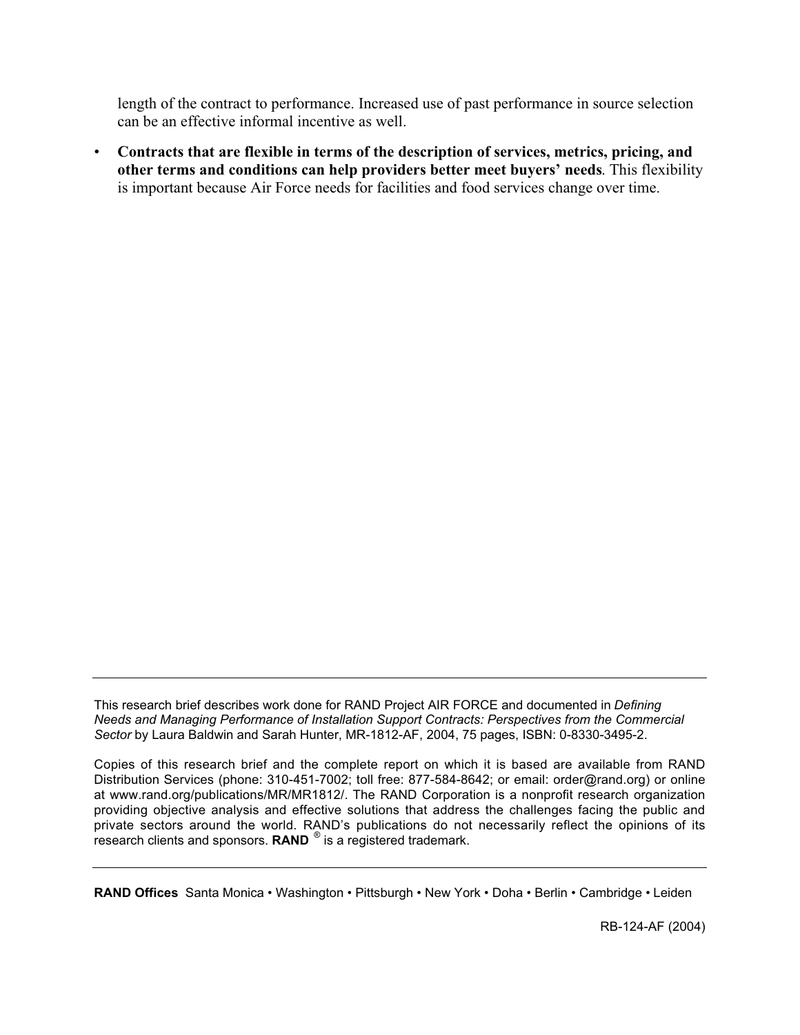length of the contract to performance. Increased use of past performance in source selection can be an effective informal incentive as well.

- **Contracts that are flexible in terms of the description of services, metrics, pricing, and other terms and conditions can help providers better meet buyers' needs**. This flexibility is important because Air Force needs for facilities and food services change over time.

---

This research brief describes work done for RAND Project AIR FORCE and documented in *Defining Needs and Managing Performance of Installation Support Contracts: Perspectives from the Commercial Sector* by Laura Baldwin and Sarah Hunter, MR-1812-AF, 2004, 75 pages, ISBN: 0-8330-3495-2.

Copies of this research brief and the complete report on which it is based are available from RAND Distribution Services (phone: 310-451-7002; toll free: 877-584-8642; or email: order@rand.org) or online at www.rand.org/publications/MR/MR1812/. The RAND Corporation is a nonprofit research organization providing objective analysis and effective solutions that address the challenges facing the public and private sectors around the world. RAND's publications do not necessarily reflect the opinions of its research clients and sponsors. **RAND** ® is a registered trademark.

---

**RAND Offices** Santa Monica • Washington • Pittsburgh • New York • Doha • Berlin • Cambridge • Leiden

RB-124-AF (2004)